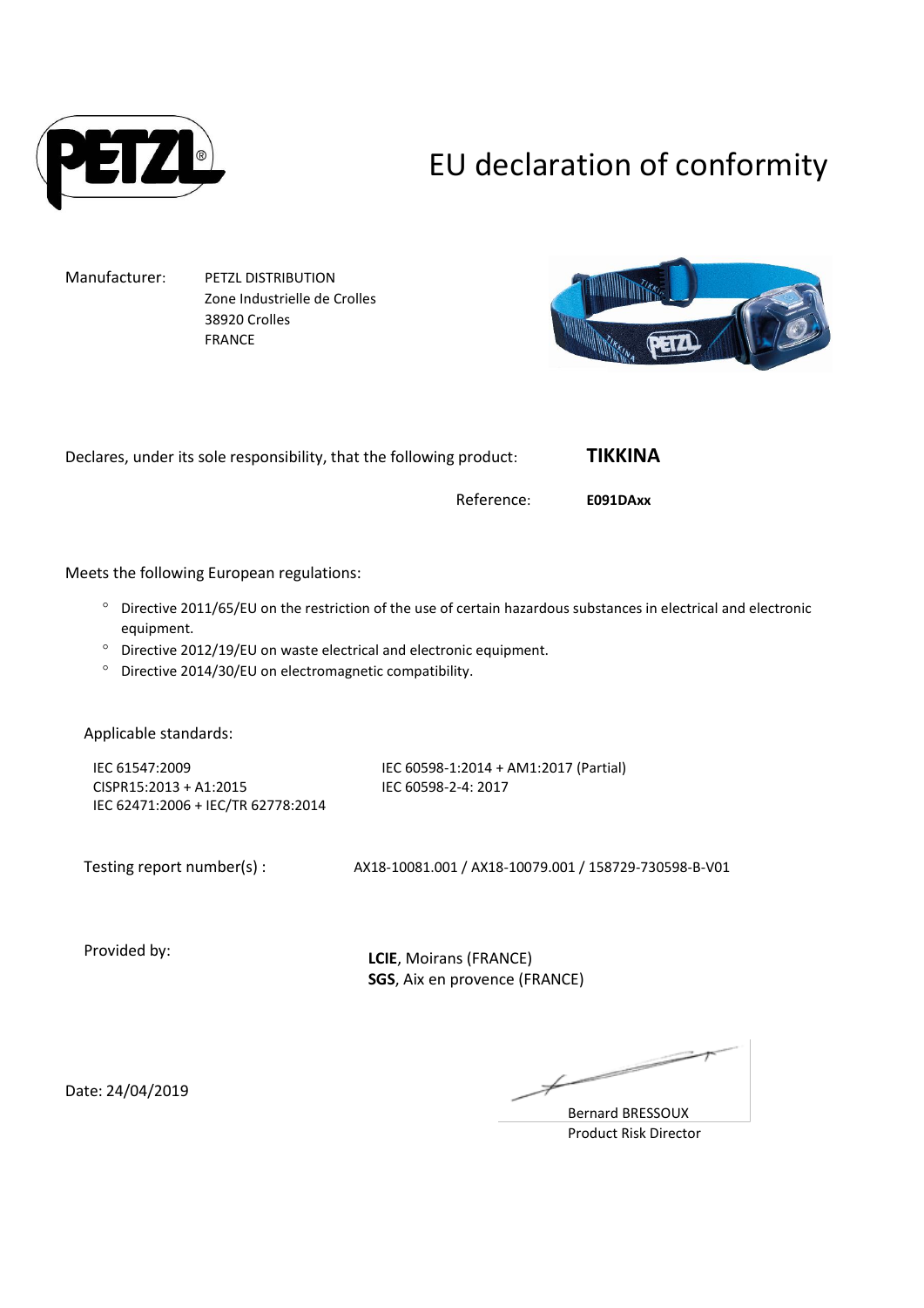# EU declaration of conformity

Manufacturer: PETZL DISTRIBUTION
Zone Industrielle de Crolles
38920 Crolles
FRANCE

Declares, under its sole responsibility, that the following product: **TIKKINA**

Reference: **E091DAxx**

Meets the following European regulations:

- Directive 2011/65/EU on the restriction of the use of certain hazardous substances in electrical and electronic equipment.
- Directive 2012/19/EU on waste electrical and electronic equipment.
- Directive 2014/30/EU on electromagnetic compatibility.

Applicable standards:

IEC 61547:2009
CISPR15:2013 + A1:2015
IEC 62471:2006 + IEC/TR 62778:2014
IEC 60598-1:2014 + AM1:2017 (Partial)
IEC 60598-2-4: 2017

Testing report number(s) : AX18-10081.001 / AX18-10079.001 / 158729-730598-B-V01

Provided by:

**LCIE**, Moirans (FRANCE)
**SGS**, Aix en provence (FRANCE)

Date: 24/04/2019

Bernard BRESSOUX
Product Risk Director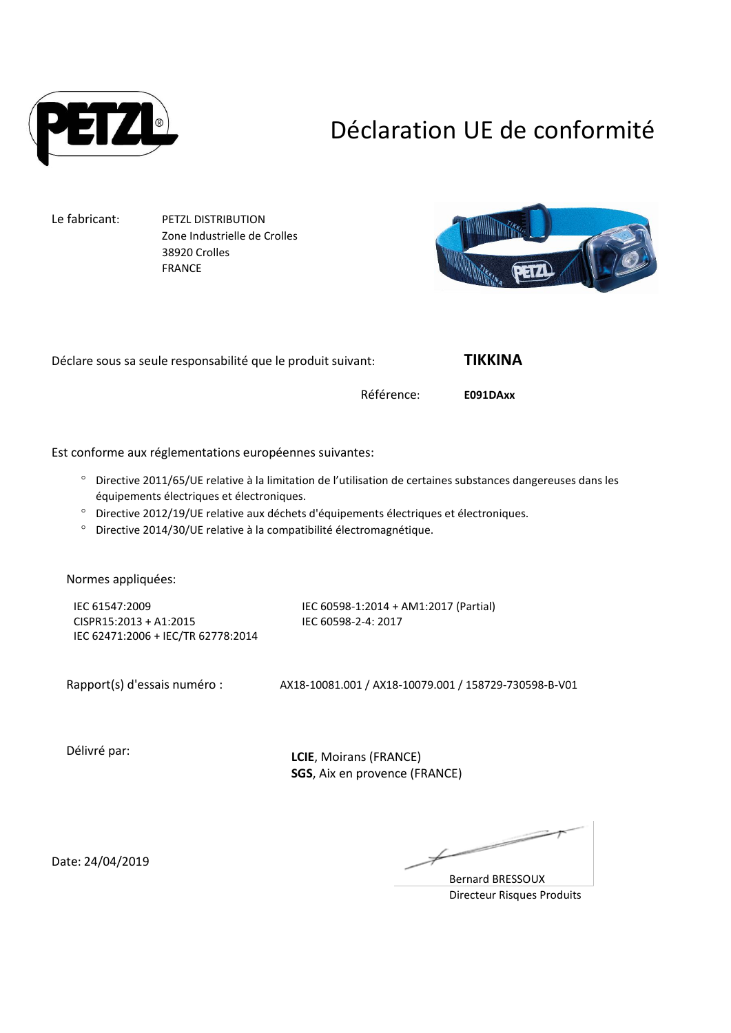# Déclaration UE de conformité

Le fabricant: PETZL DISTRIBUTION
Zone Industrielle de Crolles
38920 Crolles
FRANCE

Déclare sous sa seule responsabilité que le produit suivant: **TIKKINA**

Référence: **E091DAxx**

Est conforme aux réglementations européennes suivantes:

- Directive 2011/65/UE relative à la limitation de l'utilisation de certaines substances dangereuses dans les équipements électriques et électroniques.
- Directive 2012/19/UE relative aux déchets d'équipements électriques et électroniques.
- Directive 2014/30/UE relative à la compatibilité électromagnétique.

Normes appliquées:

IEC 61547:2009
CISPR15:2013 + A1:2015
IEC 62471:2006 + IEC/TR 62778:2014
IEC 60598-1:2014 + AM1:2017 (Partial)
IEC 60598-2-4: 2017

Rapport(s) d'essais numéro : AX18-10081.001 / AX18-10079.001 / 158729-730598-B-V01

Délivré par:

**LCIE**, Moirans (FRANCE)
**SGS**, Aix en provence (FRANCE)

Date: 24/04/2019

Bernard BRESSOUX
Directeur Risques Produits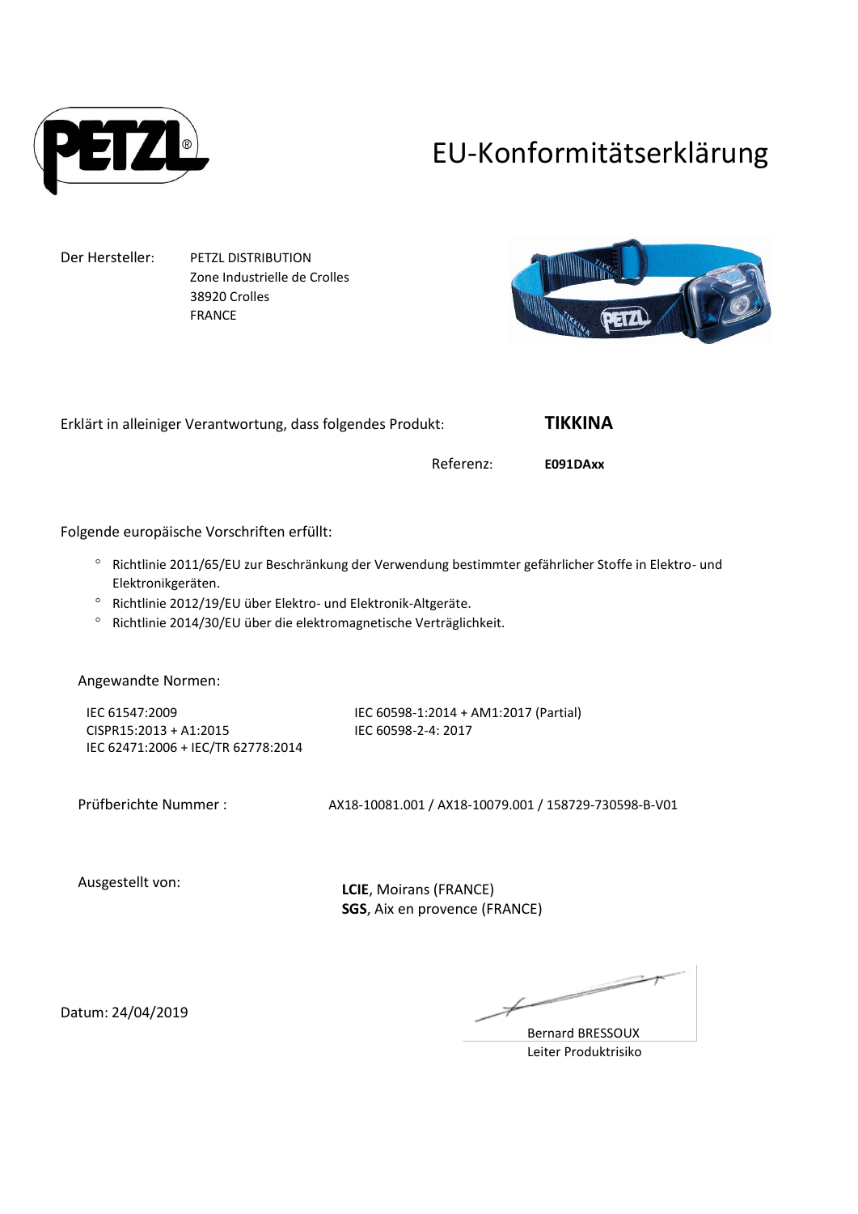# EU-Konformitätserklärung

Der Hersteller: PETZL DISTRIBUTION
Zone Industrielle de Crolles
38920 Crolles
FRANCE

Erklärt in alleiniger Verantwortung, dass folgendes Produkt: **TIKKINA**

Referenz: **E091DAxx**

Folgende europäische Vorschriften erfüllt:

- Richtlinie 2011/65/EU zur Beschränkung der Verwendung bestimmter gefährlicher Stoffe in Elektro- und Elektronikgeräten.
- Richtlinie 2012/19/EU über Elektro- und Elektronik-Altgeräte.
- Richtlinie 2014/30/EU über die elektromagnetische Verträglichkeit.

Angewandte Normen:

IEC 61547:2009
CISPR15:2013 + A1:2015
IEC 62471:2006 + IEC/TR 62778:2014
IEC 60598-1:2014 + AM1:2017 (Partial)
IEC 60598-2-4: 2017

Prüfberichte Nummer : AX18-10081.001 / AX18-10079.001 / 158729-730598-B-V01

Ausgestellt von: **LCIE**, Moirans (FRANCE)
**SGS**, Aix en provence (FRANCE)

Datum: 24/04/2019

Bernard BRESSOUX
Leiter Produktrisiko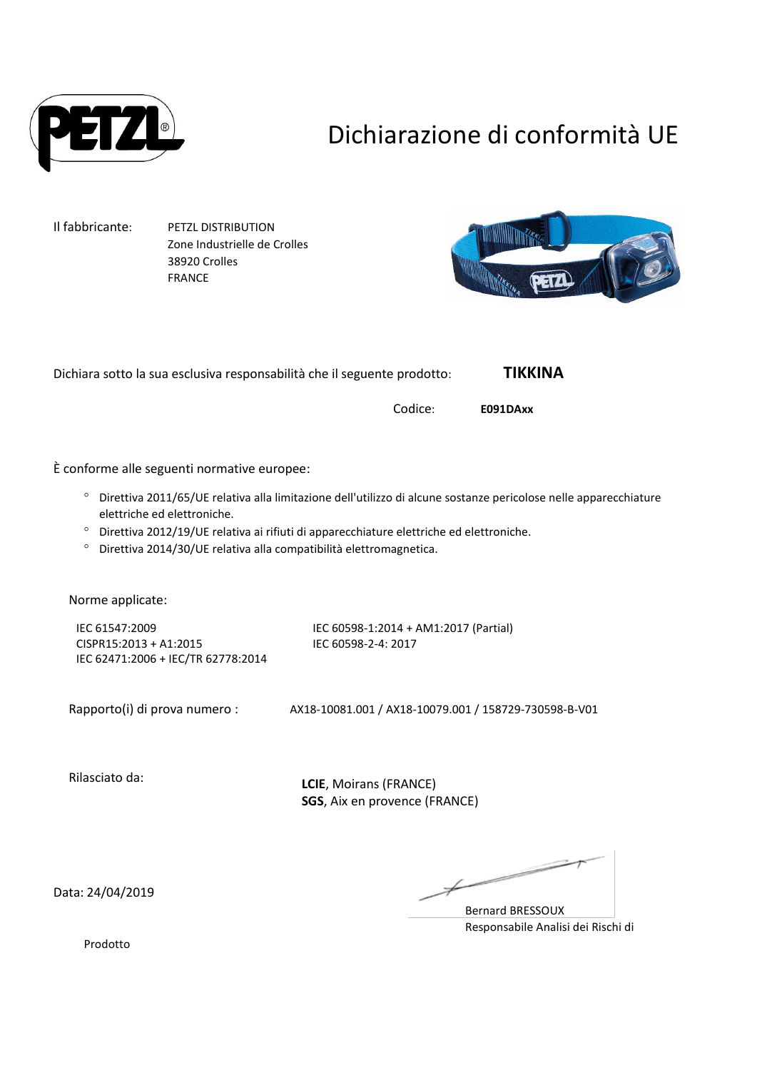# Dichiarazione di conformità UE

Il fabbricante: PETZL DISTRIBUTION
Zone Industrielle de Crolles
38920 Crolles
FRANCE

Dichiara sotto la sua esclusiva responsabilità che il seguente prodotto: **TIKKINA**

Codice: **E091DAxx**

È conforme alle seguenti normative europee:

- Direttiva 2011/65/UE relativa alla limitazione dell'utilizzo di alcune sostanze pericolose nelle apparecchiature elettriche ed elettroniche.
- Direttiva 2012/19/UE relativa ai rifiuti di apparecchiature elettriche ed elettroniche.
- Direttiva 2014/30/UE relativa alla compatibilità elettromagnetica.

Norme applicate:

IEC 61547:2009
CISPR15:2013 + A1:2015
IEC 62471:2006 + IEC/TR 62778:2014

IEC 60598-1:2014 + AM1:2017 (Partial)
IEC 60598-2-4: 2017

Rapporto(i) di prova numero : AX18-10081.001 / AX18-10079.001 / 158729-730598-B-V01

Rilasciato da:

**LCIE**, Moirans (FRANCE)
**SGS**, Aix en provence (FRANCE)

Data: 24/04/2019

Bernard BRESSOUX
Responsabile Analisi dei Rischi di Prodotto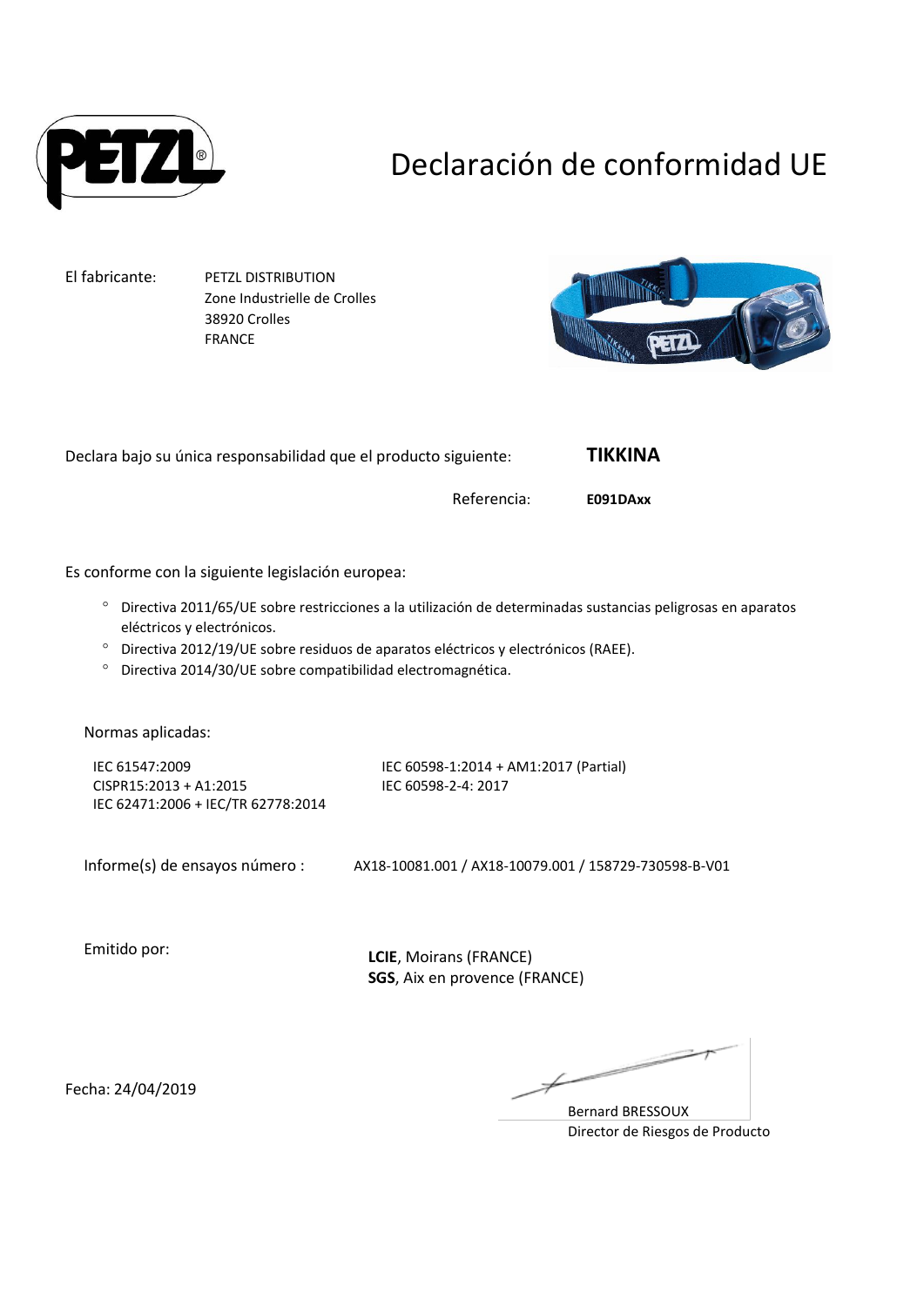# Declaración de conformidad UE

El fabricante: PETZL DISTRIBUTION
Zone Industrielle de Crolles
38920 Crolles
FRANCE

Declara bajo su única responsabilidad que el producto siguiente: **TIKKINA**

Referencia: **E091DAxx**

Es conforme con la siguiente legislación europea:

- Directiva 2011/65/UE sobre restricciones a la utilización de determinadas sustancias peligrosas en aparatos eléctricos y electrónicos.
- Directiva 2012/19/UE sobre residuos de aparatos eléctricos y electrónicos (RAEE).
- Directiva 2014/30/UE sobre compatibilidad electromagnética.

Normas aplicadas:

IEC 61547:2009
CISPR15:2013 + A1:2015
IEC 62471:2006 + IEC/TR 62778:2014
IEC 60598-1:2014 + AM1:2017 (Partial)
IEC 60598-2-4: 2017

Informe(s) de ensayos número : AX18-10081.001 / AX18-10079.001 / 158729-730598-B-V01

Emitido por:

**LCIE**, Moirans (FRANCE)
**SGS**, Aix en provence (FRANCE)

Fecha: 24/04/2019

Bernard BRESSOUX
Director de Riesgos de Producto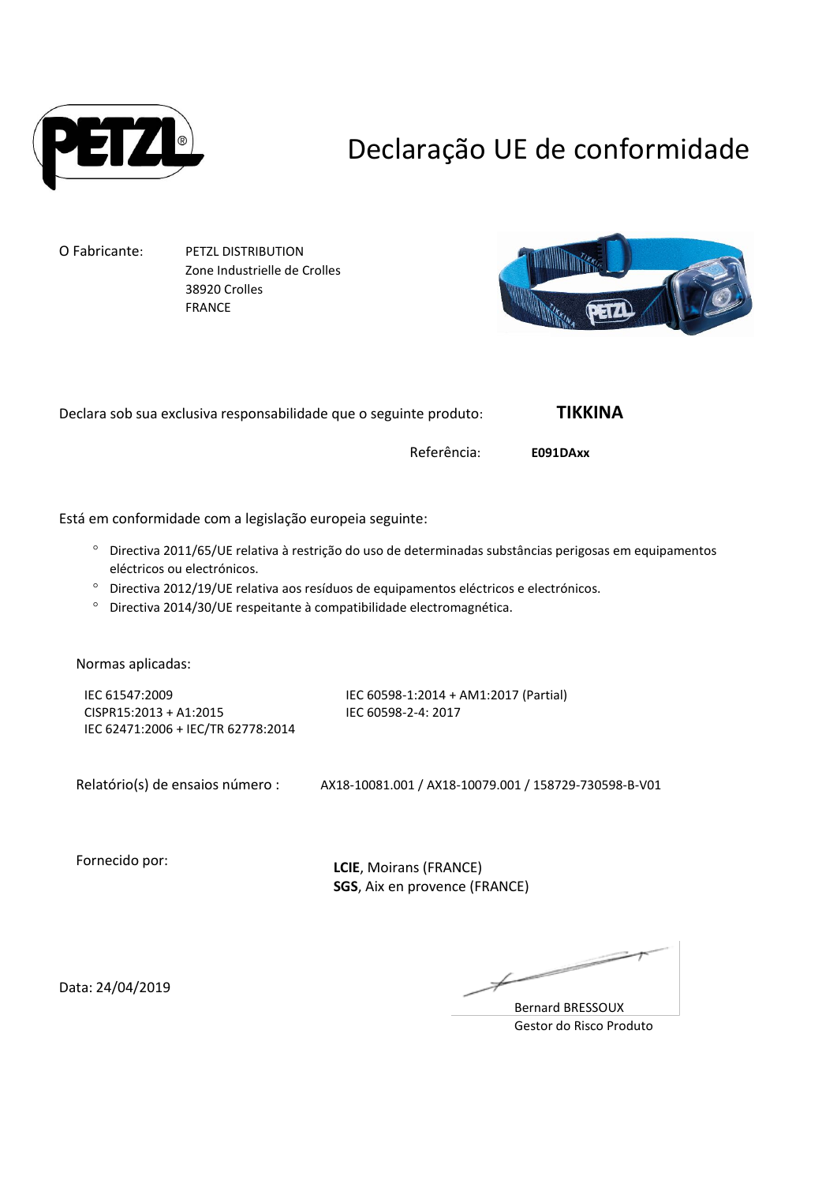# Declaração UE de conformidade

O Fabricante: PETZL DISTRIBUTION
Zone Industrielle de Crolles
38920 Crolles
FRANCE

Declara sob sua exclusiva responsabilidade que o seguinte produto: **TIKKINA**

Referência: **E091DAxx**

Está em conformidade com a legislação europeia seguinte:

- Directiva 2011/65/UE relativa à restrição do uso de determinadas substâncias perigosas em equipamentos eléctricos ou electrónicos.
- Directiva 2012/19/UE relativa aos resíduos de equipamentos eléctricos e electrónicos.
- Directiva 2014/30/UE respeitante à compatibilidade electromagnética.

Normas aplicadas:

IEC 61547:2009
CISPR15:2013 + A1:2015
IEC 62471:2006 + IEC/TR 62778:2014
IEC 60598-1:2014 + AM1:2017 (Partial)
IEC 60598-2-4: 2017

Relatório(s) de ensaios número : AX18-10081.001 / AX18-10079.001 / 158729-730598-B-V01

Fornecido por:

**LCIE**, Moirans (FRANCE)
**SGS**, Aix en provence (FRANCE)

Data: 24/04/2019

Bernard BRESSOUX
Gestor do Risco Produto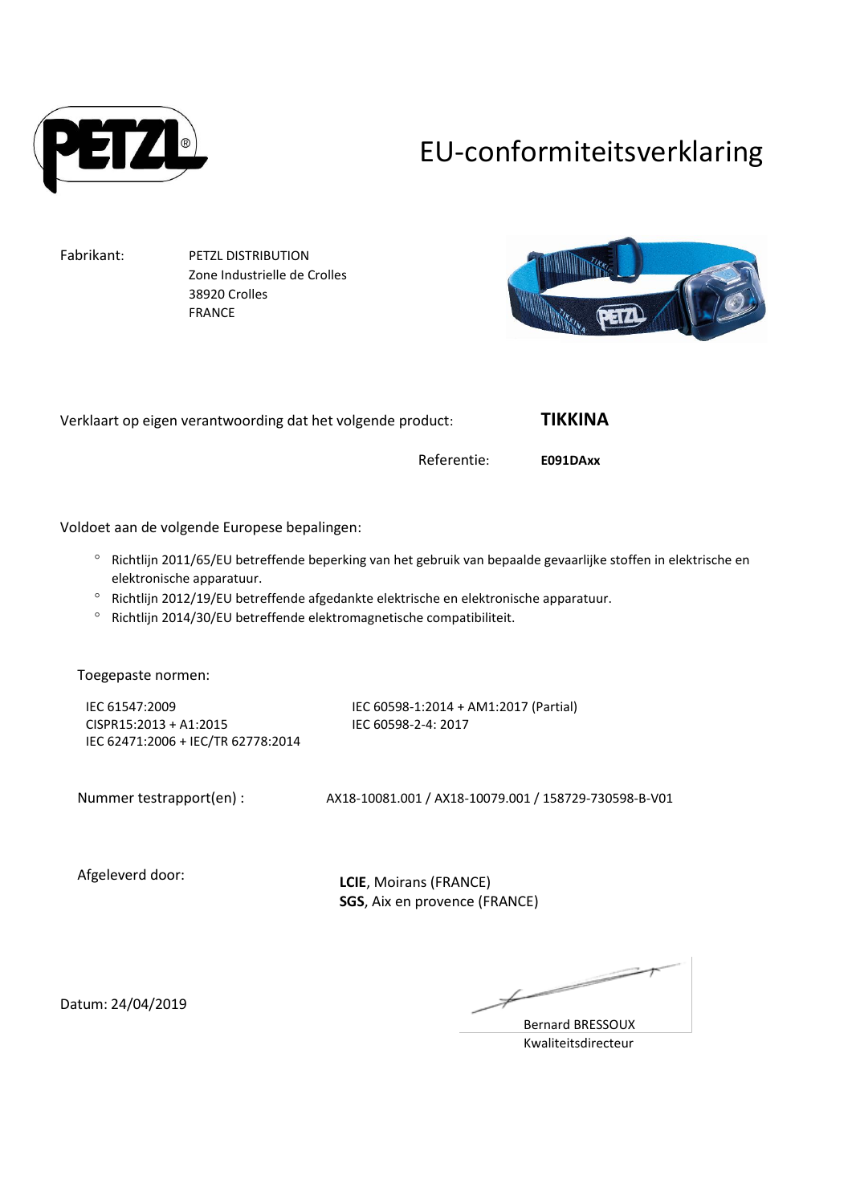# EU-conformiteitsverklaring

Fabrikant: PETZL DISTRIBUTION
Zone Industrielle de Crolles
38920 Crolles
FRANCE

Verklaart op eigen verantwoording dat het volgende product: **TIKKINA**

Referentie: **E091DAxx**

Voldoet aan de volgende Europese bepalingen:

- Richtlijn 2011/65/EU betreffende beperking van het gebruik van bepaalde gevaarlijke stoffen in elektrische en elektronische apparatuur.
- Richtlijn 2012/19/EU betreffende afgedankte elektrische en elektronische apparatuur.
- Richtlijn 2014/30/EU betreffende elektromagnetische compatibiliteit.

Toegepaste normen:

IEC 61547:2009
CISPR15:2013 + A1:2015
IEC 62471:2006 + IEC/TR 62778:2014
IEC 60598-1:2014 + AM1:2017 (Partial)
IEC 60598-2-4: 2017

Nummer testrapport(en) : AX18-10081.001 / AX18-10079.001 / 158729-730598-B-V01

Afgeleverd door:

**LCIE**, Moirans (FRANCE)
**SGS**, Aix en provence (FRANCE)

Datum: 24/04/2019

Bernard BRESSOUX
Kwaliteitsdirecteur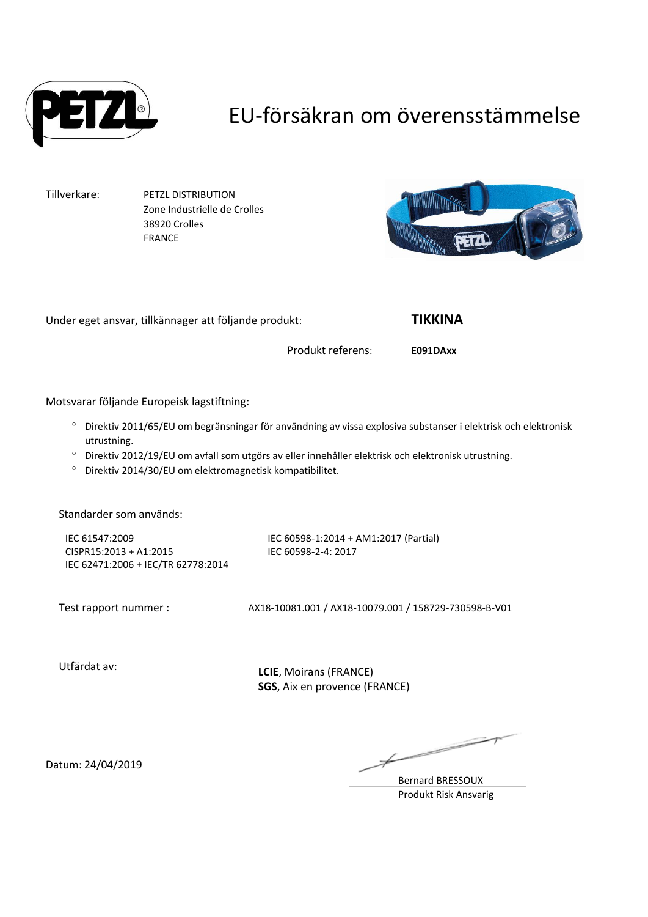# EU-försäkran om överensstämmelse

Tillverkare: PETZL DISTRIBUTION
Zone Industrielle de Crolles
38920 Crolles
FRANCE

Under eget ansvar, tillkännager att följande produkt: **TIKKINA**

Produkt referens: **E091DAxx**

Motsvarar följande Europeisk lagstiftning:

- Direktiv 2011/65/EU om begränsningar för användning av vissa explosiva substanser i elektrisk och elektronisk utrustning.
- Direktiv 2012/19/EU om avfall som utgörs av eller innehåller elektrisk och elektronisk utrustning.
- Direktiv 2014/30/EU om elektromagnetisk kompatibilitet.

Standarder som används:

IEC 61547:2009
CISPR15:2013 + A1:2015
IEC 62471:2006 + IEC/TR 62778:2014
IEC 60598-1:2014 + AM1:2017 (Partial)
IEC 60598-2-4: 2017

Test rapport nummer : AX18-10081.001 / AX18-10079.001 / 158729-730598-B-V01

Utfärdat av:

**LCIE**, Moirans (FRANCE)
**SGS**, Aix en provence (FRANCE)

Datum: 24/04/2019

Bernard BRESSOUX
Produkt Risk Ansvarig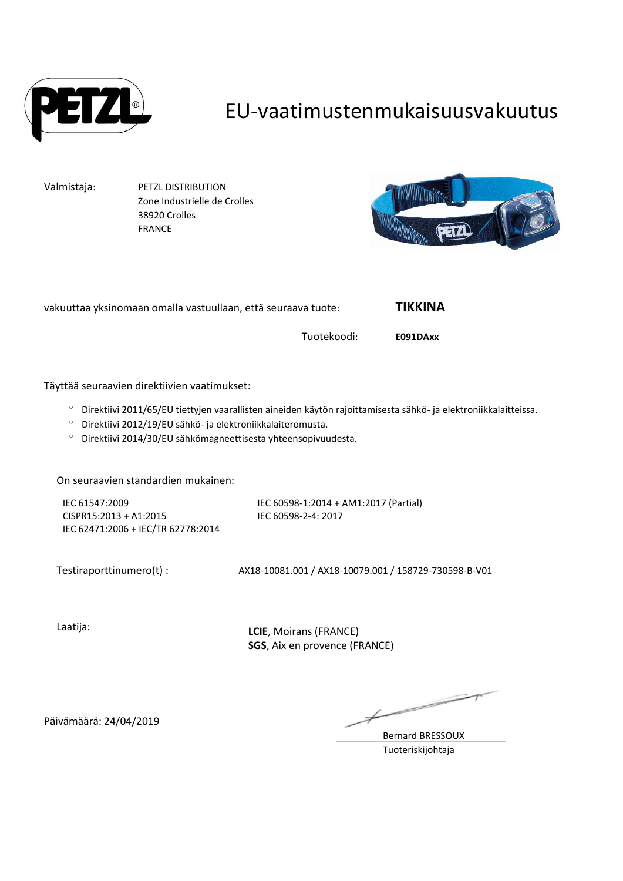# EU-vaatimustenmukaisuusvakuutus

Valmistaja: PETZL DISTRIBUTION
Zone Industrielle de Crolles
38920 Crolles
FRANCE

vakuuttaa yksinomaan omalla vastuullaan, että seuraava tuote: **TIKKINA**

Tuotekoodi: **E091DAxx**

Täyttää seuraavien direktiivien vaatimukset:

- Direktiivi 2011/65/EU tiettyjen vaarallisten aineiden käytön rajoittamisesta sähkö- ja elektroniikkalaitteissa.
- Direktiivi 2012/19/EU sähkö- ja elektroniikkalaiteromusta.
- Direktiivi 2014/30/EU sähkömagneettisesta yhteensopivuudesta.

On seuraavien standardien mukainen:

IEC 61547:2009
CISPR15:2013 + A1:2015
IEC 62471:2006 + IEC/TR 62778:2014
IEC 60598-1:2014 + AM1:2017 (Partial)
IEC 60598-2-4: 2017

Testiraporttinumero(t) : AX18-10081.001 / AX18-10079.001 / 158729-730598-B-V01

Laatija:

**LCIE**, Moirans (FRANCE)
**SGS**, Aix en provence (FRANCE)

Päivämäärä: 24/04/2019

Bernard BRESSOUX
Tuoteriskijohtaja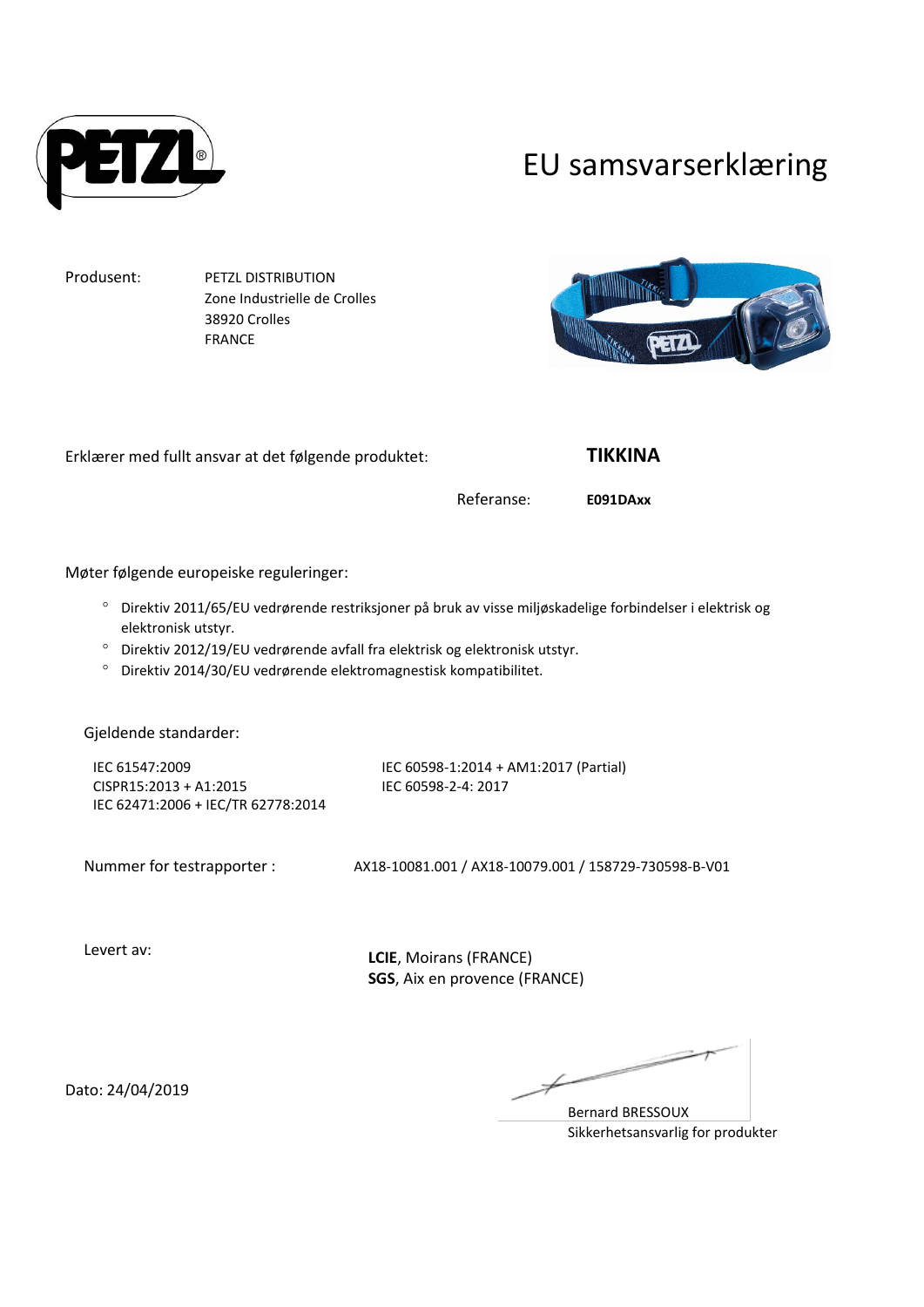# EU samsvarserklæring

Produsent: PETZL DISTRIBUTION
Zone Industrielle de Crolles
38920 Crolles
FRANCE

Erklærer med fullt ansvar at det følgende produktet: **TIKKINA**

Referanse: **E091DAxx**

Møter følgende europeiske reguleringer:

- Direktiv 2011/65/EU vedrørende restriksjoner på bruk av visse miljøskadelige forbindelser i elektrisk og elektronisk utstyr.
- Direktiv 2012/19/EU vedrørende avfall fra elektrisk og elektronisk utstyr.
- Direktiv 2014/30/EU vedrørende elektromagnestisk kompatibilitet.

Gjeldende standarder:

IEC 61547:2009
CISPR15:2013 + A1:2015
IEC 62471:2006 + IEC/TR 62778:2014
IEC 60598-1:2014 + AM1:2017 (Partial)
IEC 60598-2-4: 2017

Nummer for testrapporter : AX18-10081.001 / AX18-10079.001 / 158729-730598-B-V01

Levert av:
**LCIE**, Moirans (FRANCE)
**SGS**, Aix en provence (FRANCE)

Dato: 24/04/2019

Bernard BRESSOUX
Sikkerhetsansvarlig for produkter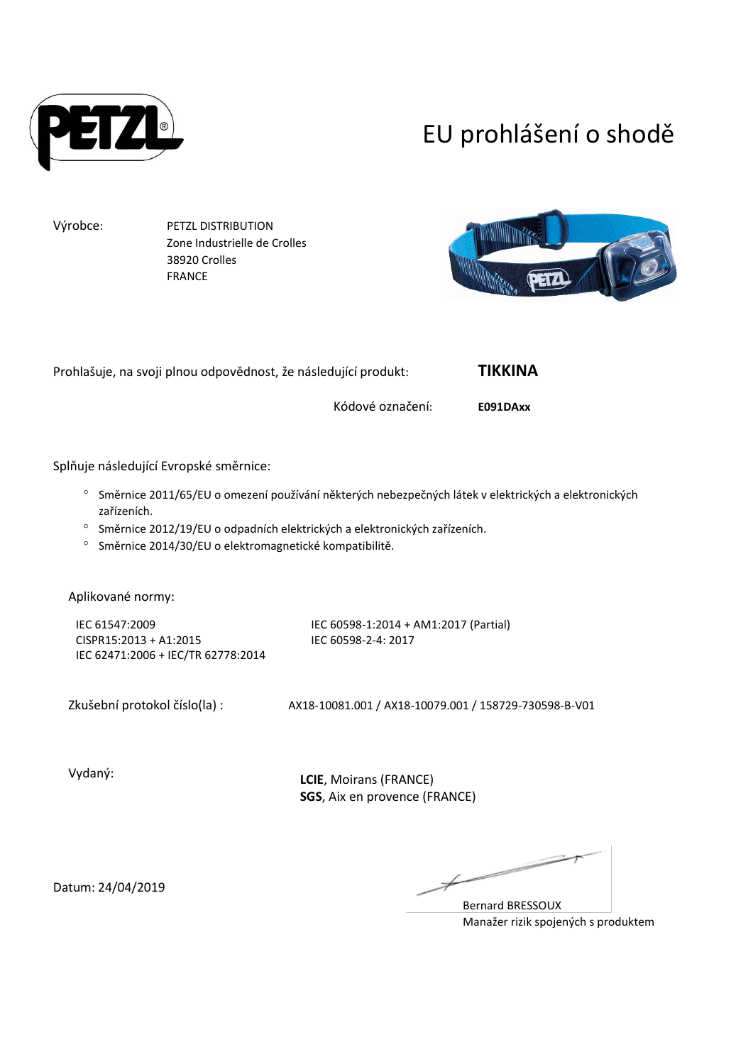# EU prohlášení o shodě

Výrobce: PETZL DISTRIBUTION
Zone Industrielle de Crolles
38920 Crolles
FRANCE

Prohlašuje, na svoji plnou odpovědnost, že následující produkt: **TIKKINA**

Kódové označení: **E091DAxx**

Splňuje následující Evropské směrnice:

- Směrnice 2011/65/EU o omezení používání některých nebezpečných látek v elektrických a elektronických zařízeních.
- Směrnice 2012/19/EU o odpadních elektrických a elektronických zařízeních.
- Směrnice 2014/30/EU o elektromagnetické kompatibilitě.

Aplikované normy:

IEC 61547:2009
CISPR15:2013 + A1:2015
IEC 62471:2006 + IEC/TR 62778:2014
IEC 60598-1:2014 + AM1:2017 (Partial)
IEC 60598-2-4: 2017

Zkušební protokol číslo(la) : AX18-10081.001 / AX18-10079.001 / 158729-730598-B-V01

Vydaný:

**LCIE**, Moirans (FRANCE)
**SGS**, Aix en provence (FRANCE)

Datum: 24/04/2019

Bernard BRESSOUX
Manažer rizik spojených s produktem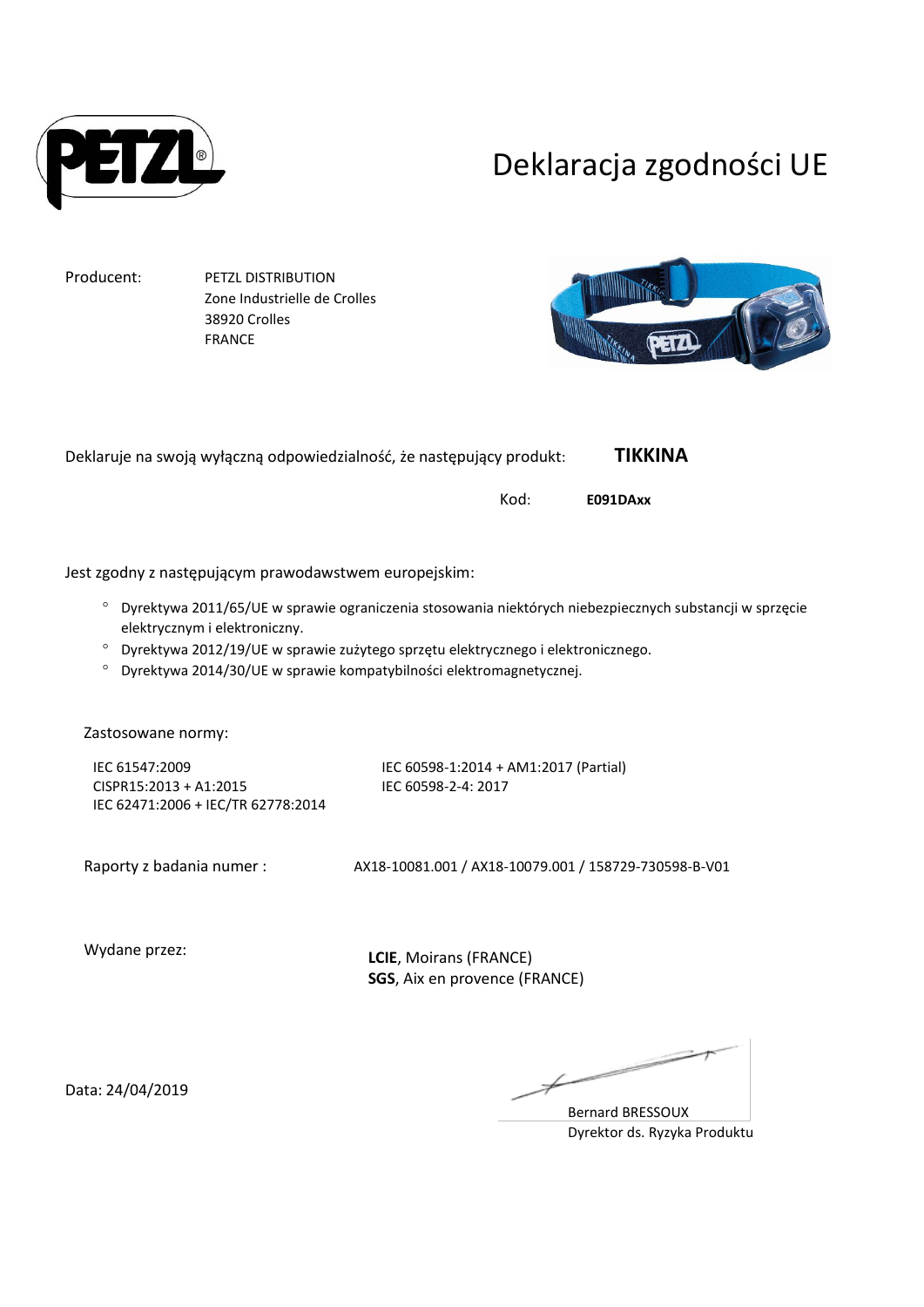# Deklaracja zgodności UE

Producent: PETZL DISTRIBUTION
Zone Industrielle de Crolles
38920 Crolles
FRANCE

Deklaruje na swoją wyłączną odpowiedzialność, że następujący produkt: **TIKKINA**

Kod: **E091DAxx**

Jest zgodny z następującym prawodawstwem europejskim:

- Dyrektywa 2011/65/UE w sprawie ograniczenia stosowania niektórych niebezpiecznych substancji w sprzęcie elektrycznym i elektroniczny.
- Dyrektywa 2012/19/UE w sprawie zużytego sprzętu elektrycznego i elektronicznego.
- Dyrektywa 2014/30/UE w sprawie kompatybilności elektromagnetycznej.

Zastosowane normy:

IEC 61547:2009
CISPR15:2013 + A1:2015
IEC 62471:2006 + IEC/TR 62778:2014
IEC 60598-1:2014 + AM1:2017 (Partial)
IEC 60598-2-4: 2017

Raporty z badania numer : AX18-10081.001 / AX18-10079.001 / 158729-730598-B-V01

Wydane przez:

**LCIE**, Moirans (FRANCE)
**SGS**, Aix en provence (FRANCE)

Data: 24/04/2019

Bernard BRESSOUX
Dyrektor ds. Ryzyka Produktu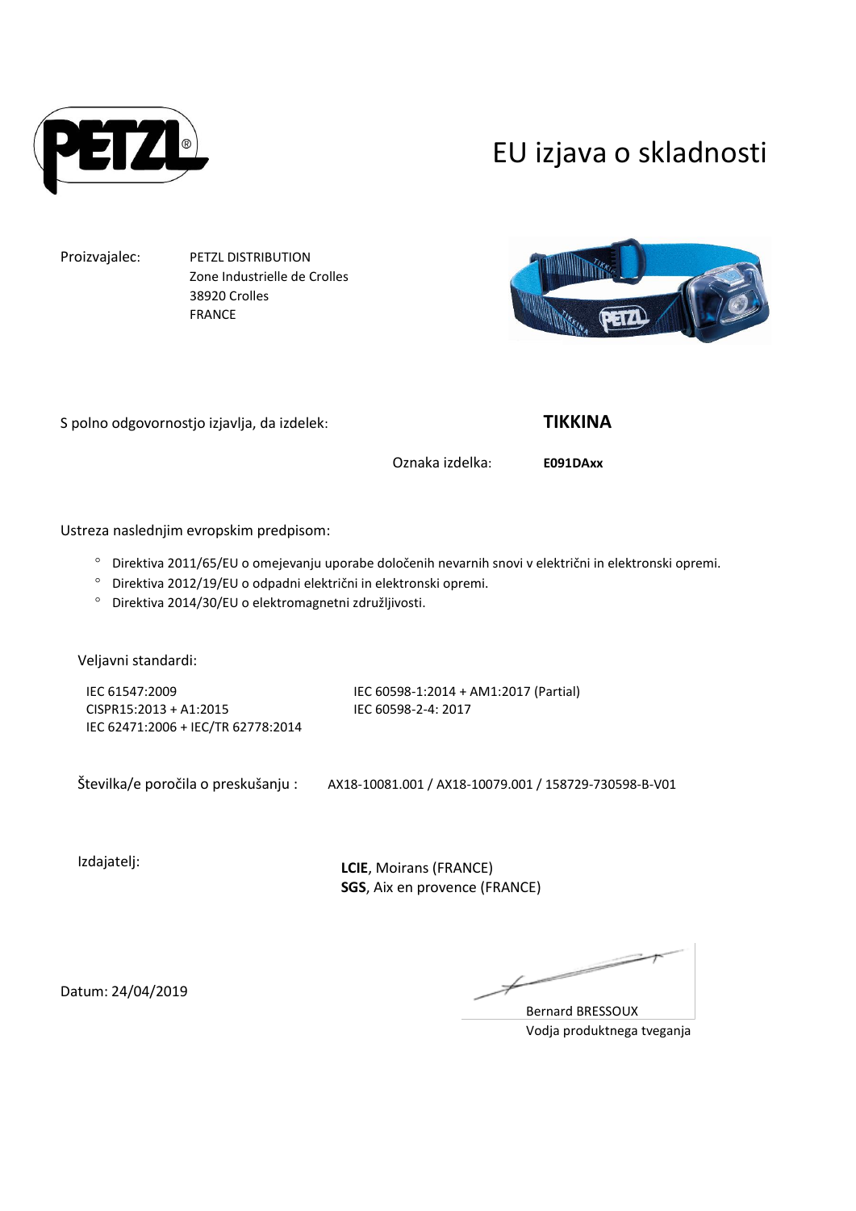# EU izjava o skladnosti

Proizvajalec: PETZL DISTRIBUTION
Zone Industrielle de Crolles
38920 Crolles
FRANCE

S polno odgovornostjo izjavlja, da izdelek: **TIKKINA**

Oznaka izdelka: **E091DAxx**

Ustreza naslednjim evropskim predpisom:

- Direktiva 2011/65/EU o omejevanju uporabe določenih nevarnih snovi v električni in elektronski opremi.
- Direktiva 2012/19/EU o odpadni električni in elektronski opremi.
- Direktiva 2014/30/EU o elektromagnetni združljivosti.

Veljavni standardi:

IEC 61547:2009
CISPR15:2013 + A1:2015
IEC 62471:2006 + IEC/TR 62778:2014
IEC 60598-1:2014 + AM1:2017 (Partial)
IEC 60598-2-4: 2017

Številka/e poročila o preskušanju : AX18-10081.001 / AX18-10079.001 / 158729-730598-B-V01

Izdajatelj:

**LCIE**, Moirans (FRANCE)
**SGS**, Aix en provence (FRANCE)

Datum: 24/04/2019

Bernard BRESSOUX
Vodja produktnega tveganja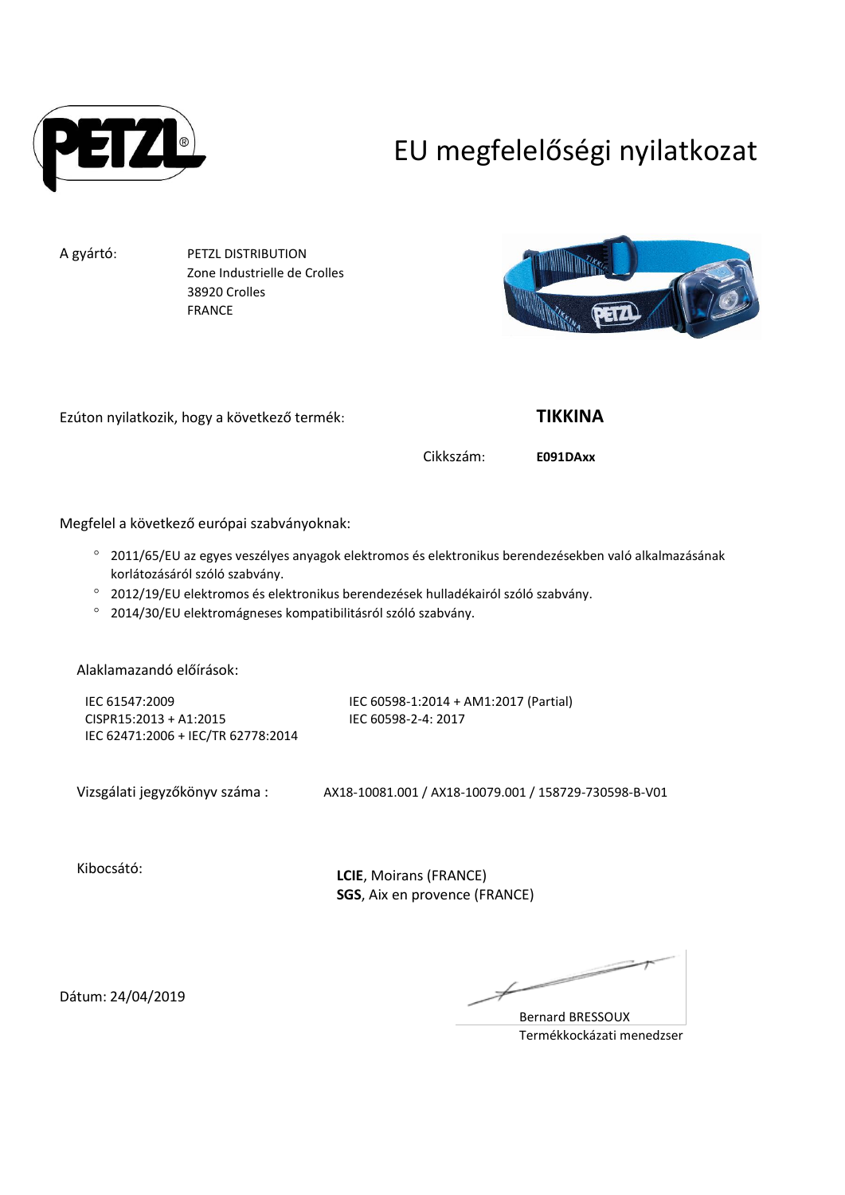# EU megfelelőségi nyilatkozat

A gyártó: PETZL DISTRIBUTION
Zone Industrielle de Crolles
38920 Crolles
FRANCE

Ezúton nyilatkozik, hogy a következő termék: **TIKKINA**

Cikkszám: **E091DAxx**

Megfelel a következő európai szabványoknak:

- 2011/65/EU az egyes veszélyes anyagok elektromos és elektronikus berendezésekben való alkalmazásának korlátozásáról szóló szabvány.
- 2012/19/EU elektromos és elektronikus berendezések hulladékairól szóló szabvány.
- 2014/30/EU elektromágneses kompatibilitásról szóló szabvány.

Alaklamazandó előírások:

IEC 61547:2009
CISPR15:2013 + A1:2015
IEC 62471:2006 + IEC/TR 62778:2014
IEC 60598-1:2014 + AM1:2017 (Partial)
IEC 60598-2-4: 2017

Vizsgálati jegyzőkönyv száma : AX18-10081.001 / AX18-10079.001 / 158729-730598-B-V01

Kibocsátó:
**LCIE**, Moirans (FRANCE)
**SGS**, Aix en provence (FRANCE)

Dátum: 24/04/2019

Bernard BRESSOUX
Termékkockázati menedzser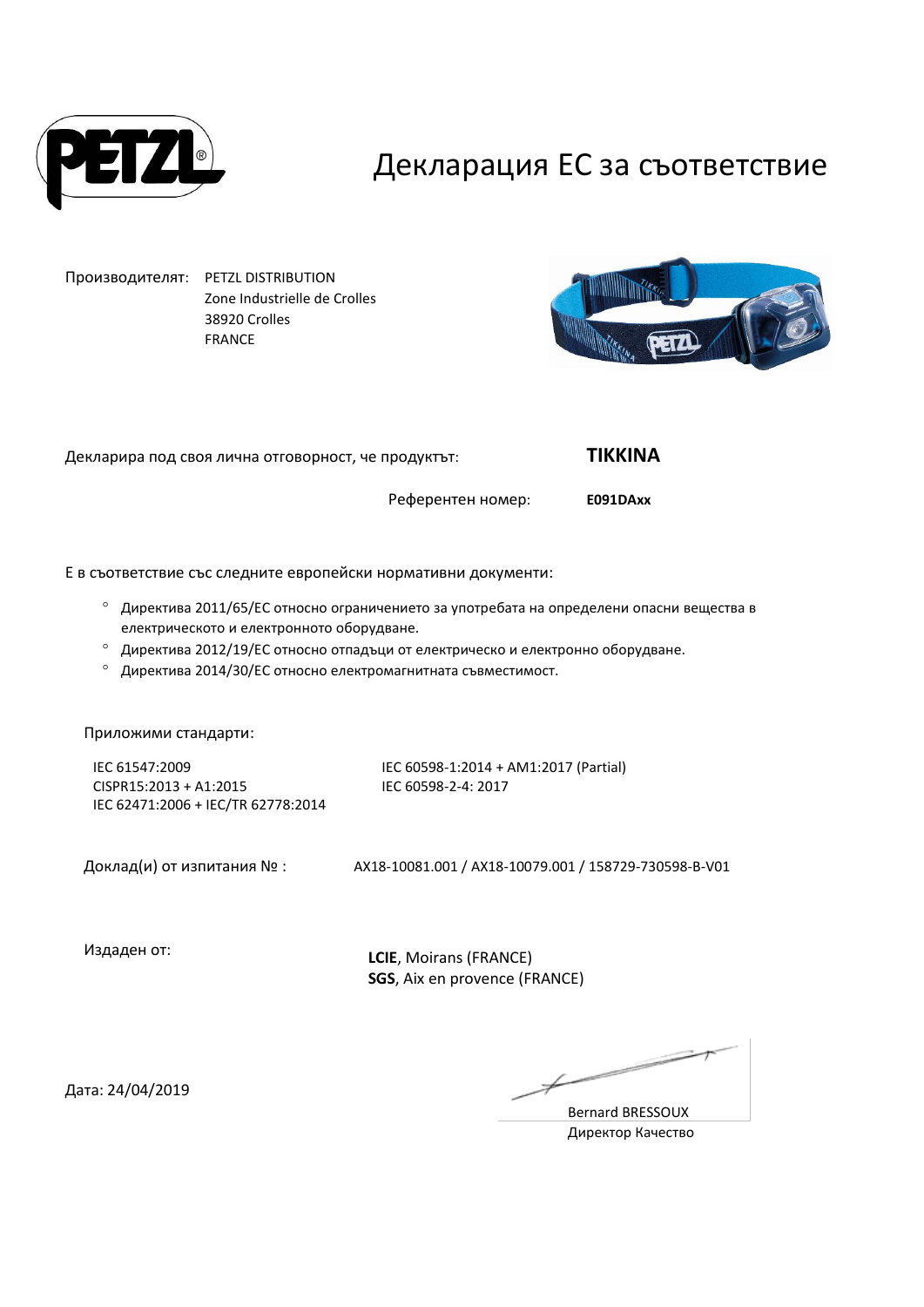# Декларация ЕС за съответствие

Производителят: PETZL DISTRIBUTION
Zone Industrielle de Crolles
38920 Crolles
FRANCE

Декларира под своя лична отговорност, че продуктът: **TIKKINA**

Референтен номер: **E091DAxx**

Е в съответствие със следните европейски нормативни документи:

- Директива 2011/65/ЕС относно ограничението за употребата на определени опасни вещества в електрическото и електронното оборудване.
- Директива 2012/19/ЕС относно отпадъци от електрическо и електронно оборудване.
- Директива 2014/30/ЕС относно електромагнитната съвместимост.

Приложими стандарти:

IEC 61547:2009
CISPR15:2013 + A1:2015
IEC 62471:2006 + IEC/TR 62778:2014
IEC 60598-1:2014 + AM1:2017 (Partial)
IEC 60598-2-4: 2017

Доклад(и) от изпитания № : AX18-10081.001 / AX18-10079.001 / 158729-730598-B-V01

Издаден от: **LCIE**, Moirans (FRANCE)
**SGS**, Aix en provence (FRANCE)

Дата: 24/04/2019

Bernard BRESSOUX
Директор Качество